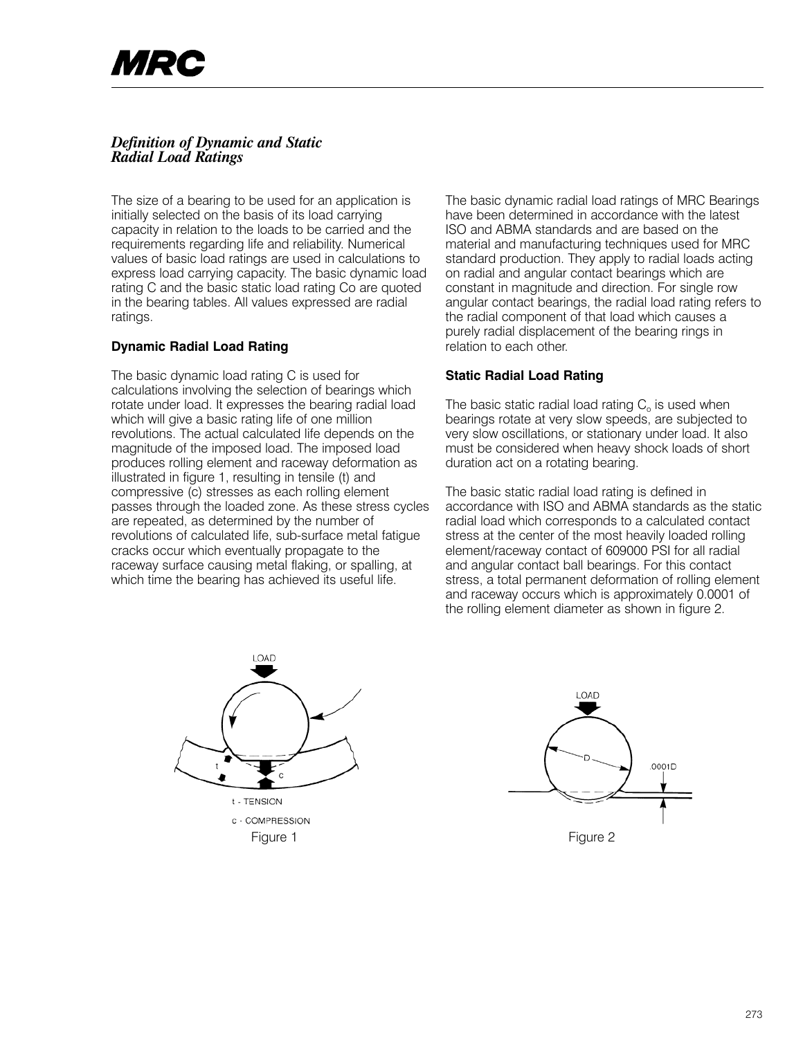# *Definition of Dynamic and Static Radial Load Ratings*

The size of a bearing to be used for an application is initially selected on the basis of its load carrying capacity in relation to the loads to be carried and the requirements regarding life and reliability. Numerical values of basic load ratings are used in calculations to express load carrying capacity. The basic dynamic load rating C and the basic static load rating Co are quoted in the bearing tables. All values expressed are radial ratings.

## Dynamic Radial Load Rating

The basic dynamic load rating C is used for calculations involving the selection of bearings which rotate under load. It expresses the bearing radial load which will give a basic rating life of one million revolutions. The actual calculated life depends on the magnitude of the imposed load. The imposed load produces rolling element and raceway deformation as illustrated in figure 1, resulting in tensile (t) and compressive (c) stresses as each rolling element passes through the loaded zone. As these stress cycles are repeated, as determined by the number of revolutions of calculated life, sub-surface metal fatigue cracks occur which eventually propagate to the raceway surface causing metal flaking, or spalling, at which time the bearing has achieved its useful life.

The basic dynamic radial load ratings of MRC Bearings have been determined in accordance with the latest ISO and ABMA standards and are based on the material and manufacturing techniques used for MRC standard production. They apply to radial loads acting on radial and angular contact bearings which are constant in magnitude and direction. For single row angular contact bearings, the radial load rating refers to the radial component of that load which causes a purely radial displacement of the bearing rings in relation to each other.

## Static Radial Load Rating

The basic static radial load rating $C_o$ is used when bearings rotate at very slow speeds, are subjected to very slow oscillations, or stationary under load. It also must be considered when heavy shock loads of short duration act on a rotating bearing.

The basic static radial load rating is defined in accordance with ISO and ABMA standards as the static radial load which corresponds to a calculated contact stress at the center of the most heavily loaded rolling element/raceway contact of 609000 PSI for all radial and angular contact ball bearings. For this contact stress, a total permanent deformation of rolling element and raceway occurs which is approximately 0.0001 of the rolling element diameter as shown in figure 2.

LOAD

t - TENSION

c - COMPRESSION

Figure 1

LOAD

D

.0001D

Figure 2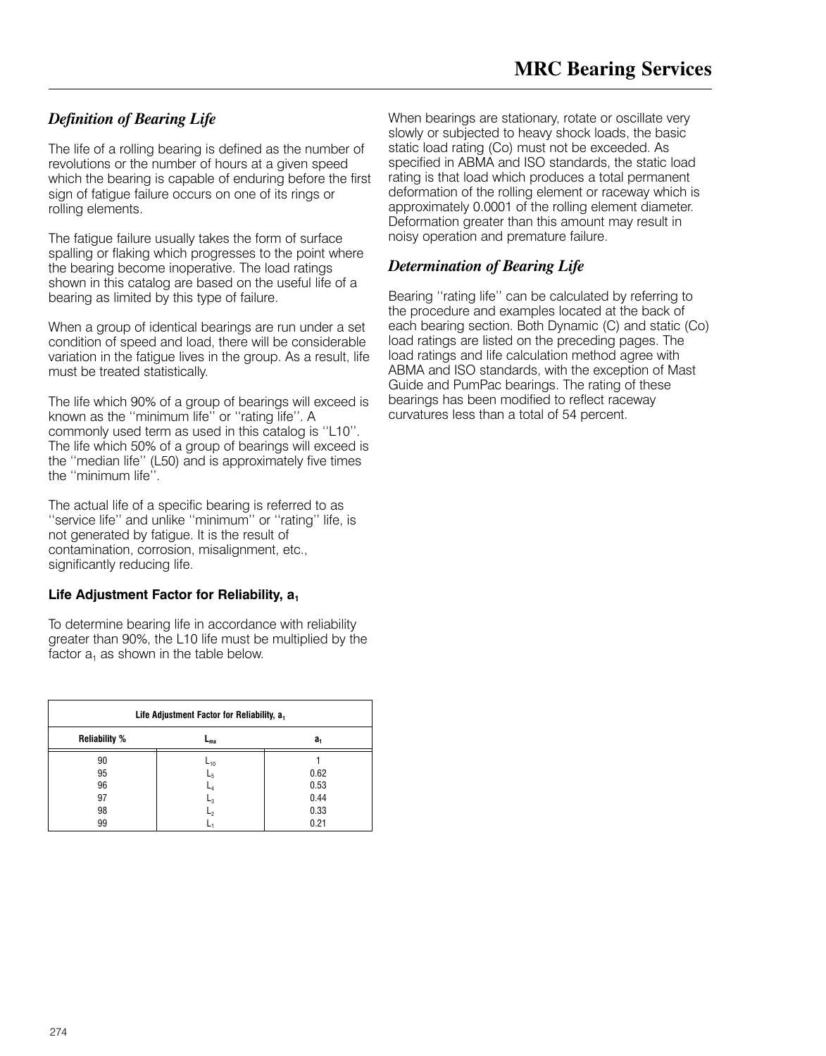## *Definition of Bearing Life*

The life of a rolling bearing is defined as the number of revolutions or the number of hours at a given speed which the bearing is capable of enduring before the first sign of fatigue failure occurs on one of its rings or rolling elements.

The fatigue failure usually takes the form of surface spalling or flaking which progresses to the point where the bearing become inoperative. The load ratings shown in this catalog are based on the useful life of a bearing as limited by this type of failure.

When a group of identical bearings are run under a set condition of speed and load, there will be considerable variation in the fatigue lives in the group. As a result, life must be treated statistically.

The life which 90% of a group of bearings will exceed is known as the ''minimum life'' or ''rating life''. A commonly used term as used in this catalog is ''L10''. The life which 50% of a group of bearings will exceed is the ''median life'' (L50) and is approximately five times the ''minimum life''.

The actual life of a specific bearing is referred to as ''service life'' and unlike ''minimum'' or ''rating'' life, is not generated by fatigue. It is the result of contamination, corrosion, misalignment, etc., significantly reducing life.

### Life Adjustment Factor for Reliability, $a_1$

To determine bearing life in accordance with reliability greater than 90%, the L10 life must be multiplied by the factor $a_1$ as shown in the table below.

**Life Adjustment Factor for Reliability, $a_1$**

| Reliability % | $L_{na}$ | $a_1$ |
|---|---|---|
| 90 | $L_{10}$ | 1 |
| 95 | $L_5$ | 0.62 |
| 96 | $L_4$ | 0.53 |
| 97 | $L_3$ | 0.44 |
| 98 | $L_2$ | 0.33 |
| 99 | $L_1$ | 0.21 |

When bearings are stationary, rotate or oscillate very slowly or subjected to heavy shock loads, the basic static load rating (Co) must not be exceeded. As specified in ABMA and ISO standards, the static load rating is that load which produces a total permanent deformation of the rolling element or raceway which is approximately 0.0001 of the rolling element diameter. Deformation greater than this amount may result in noisy operation and premature failure.

## *Determination of Bearing Life*

Bearing ''rating life'' can be calculated by referring to the procedure and examples located at the back of each bearing section. Both Dynamic (C) and static (Co) load ratings are listed on the preceding pages. The load ratings and life calculation method agree with ABMA and ISO standards, with the exception of Mast Guide and PumPac bearings. The rating of these bearings has been modified to reflect raceway curvatures less than a total of 54 percent.